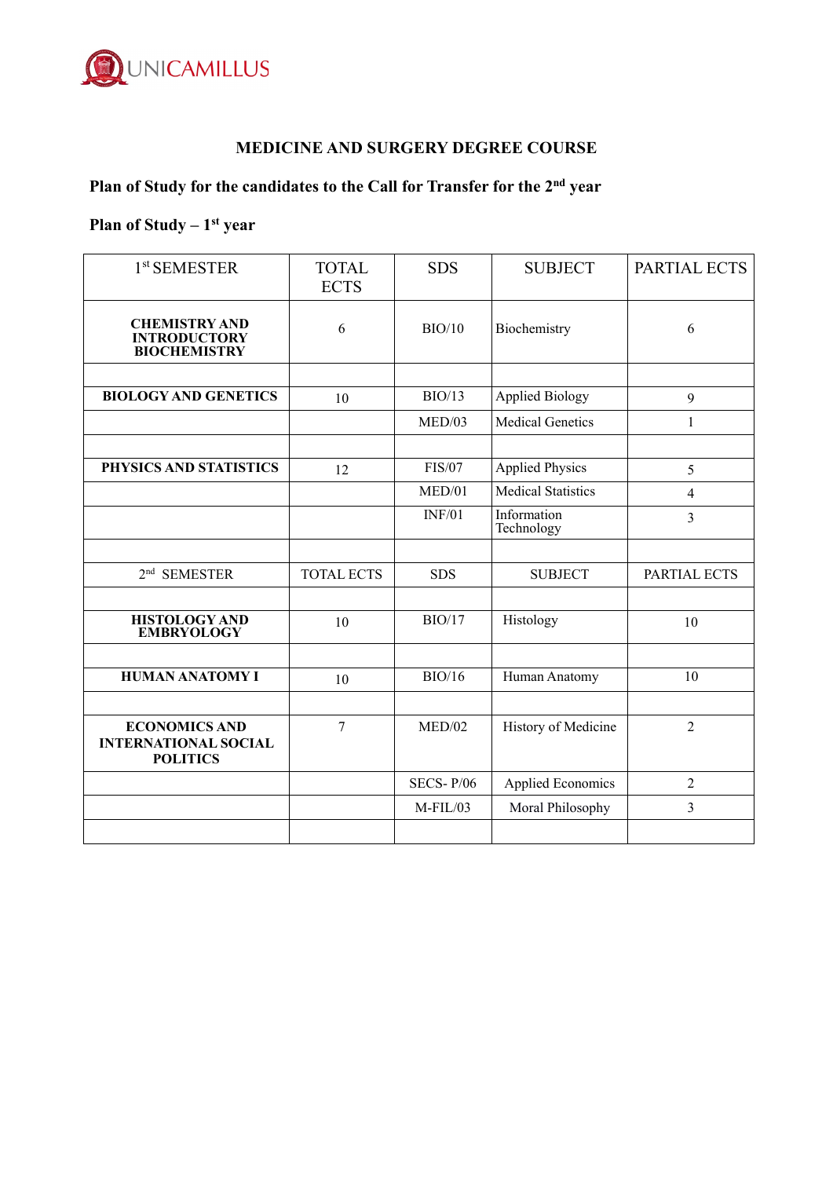UNICAMILLUS

# MEDICINE AND SURGERY DEGREE COURSE

## Plan of Study for the candidates to the Call for Transfer for the 2nd year

## Plan of Study – 1st year

| 1st SEMESTER | TOTAL ECTS | SDS | SUBJECT | PARTIAL ECTS |
|---|---|---|---|---|
| **CHEMISTRY AND INTRODUCTORY BIOCHEMISTRY** | 6 | BIO/10 | Biochemistry | 6 |
| | | | | |
| **BIOLOGY AND GENETICS** | 10 | BIO/13 | Applied Biology | 9 |
| | | MED/03 | Medical Genetics | 1 |
| | | | | |
| **PHYSICS AND STATISTICS** | 12 | FIS/07 | Applied Physics | 5 |
| | | MED/01 | Medical Statistics | 4 |
| | | INF/01 | Information Technology | 3 |
| | | | | |
| 2nd SEMESTER | TOTAL ECTS | SDS | SUBJECT | PARTIAL ECTS |
| | | | | |
| **HISTOLOGY AND EMBRYOLOGY** | 10 | BIO/17 | Histology | 10 |
| | | | | |
| **HUMAN ANATOMY I** | 10 | BIO/16 | Human Anatomy | 10 |
| | | | | |
| **ECONOMICS AND INTERNATIONAL SOCIAL POLITICS** | 7 | MED/02 | History of Medicine | 2 |
| | | SECS- P/06 | Applied Economics | 2 |
| | | M-FIL/03 | Moral Philosophy | 3 |
| | | | | |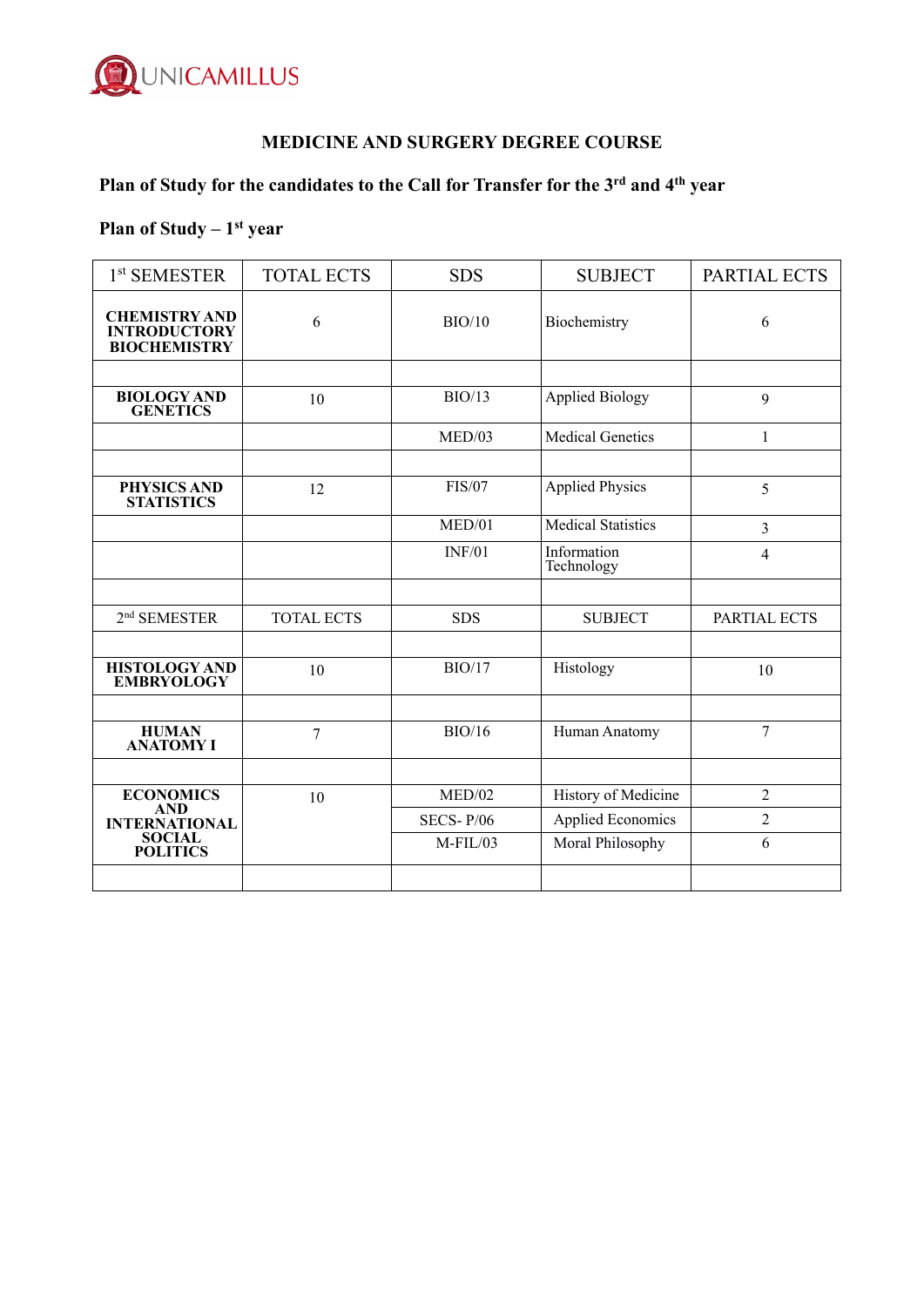**MEDICINE AND SURGERY DEGREE COURSE**

**Plan of Study for the candidates to the Call for Transfer for the 3rd and 4th year**

**Plan of Study – 1st year**

| 1st SEMESTER | TOTAL ECTS | SDS | SUBJECT | PARTIAL ECTS |
|---|---|---|---|---|
| **CHEMISTRY AND INTRODUCTORY BIOCHEMISTRY** | 6 | BIO/10 | Biochemistry | 6 |
| | | | | |
| **BIOLOGY AND GENETICS** | 10 | BIO/13 | Applied Biology | 9 |
| | | MED/03 | Medical Genetics | 1 |
| | | | | |
| **PHYSICS AND STATISTICS** | 12 | FIS/07 | Applied Physics | 5 |
| | | MED/01 | Medical Statistics | 3 |
| | | INF/01 | Information Technology | 4 |
| | | | | |
| 2nd SEMESTER | TOTAL ECTS | SDS | SUBJECT | PARTIAL ECTS |
| | | | | |
| **HISTOLOGY AND EMBRYOLOGY** | 10 | BIO/17 | Histology | 10 |
| | | | | |
| **HUMAN ANATOMY I** | 7 | BIO/16 | Human Anatomy | 7 |
| | | | | |
| **ECONOMICS AND INTERNATIONAL SOCIAL POLITICS** | 10 | MED/02 | History of Medicine | 2 |
| | | SECS- P/06 | Applied Economics | 2 |
| | | M-FIL/03 | Moral Philosophy | 6 |
| | | | | |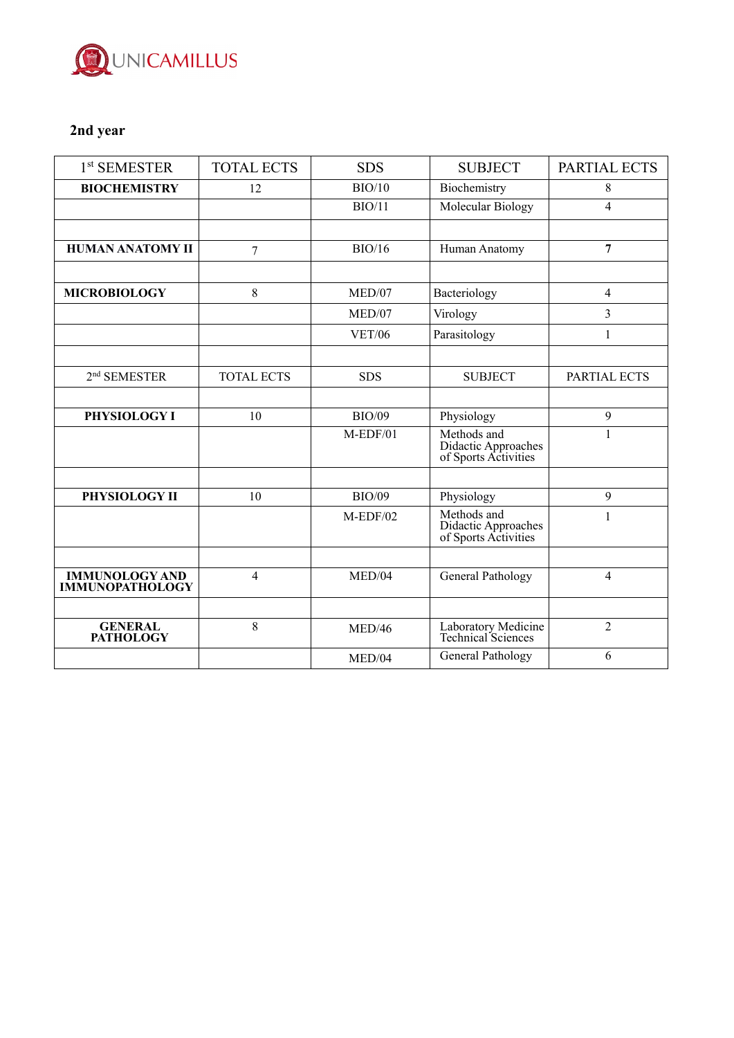## 2nd year

| 1st SEMESTER | TOTAL ECTS | SDS | SUBJECT | PARTIAL ECTS |
|---|---|---|---|---|
| **BIOCHEMISTRY** | 12 | BIO/10 | Biochemistry | 8 |
| | | BIO/11 | Molecular Biology | 4 |
| | | | | |
| **HUMAN ANATOMY II** | 7 | BIO/16 | Human Anatomy | **7** |
| | | | | |
| **MICROBIOLOGY** | 8 | MED/07 | Bacteriology | 4 |
| | | MED/07 | Virology | 3 |
| | | VET/06 | Parasitology | 1 |
| | | | | |
| 2nd SEMESTER | TOTAL ECTS | SDS | SUBJECT | PARTIAL ECTS |
| | | | | |
| **PHYSIOLOGY I** | 10 | BIO/09 | Physiology | 9 |
| | | M-EDF/01 | Methods and Didactic Approaches of Sports Activities | 1 |
| | | | | |
| **PHYSIOLOGY II** | 10 | BIO/09 | Physiology | 9 |
| | | M-EDF/02 | Methods and Didactic Approaches of Sports Activities | 1 |
| | | | | |
| **IMMUNOLOGY AND IMMUNOPATHOLOGY** | 4 | MED/04 | General Pathology | 4 |
| | | | | |
| **GENERAL PATHOLOGY** | 8 | MED/46 | Laboratory Medicine Technical Sciences | 2 |
| | | MED/04 | General Pathology | 6 |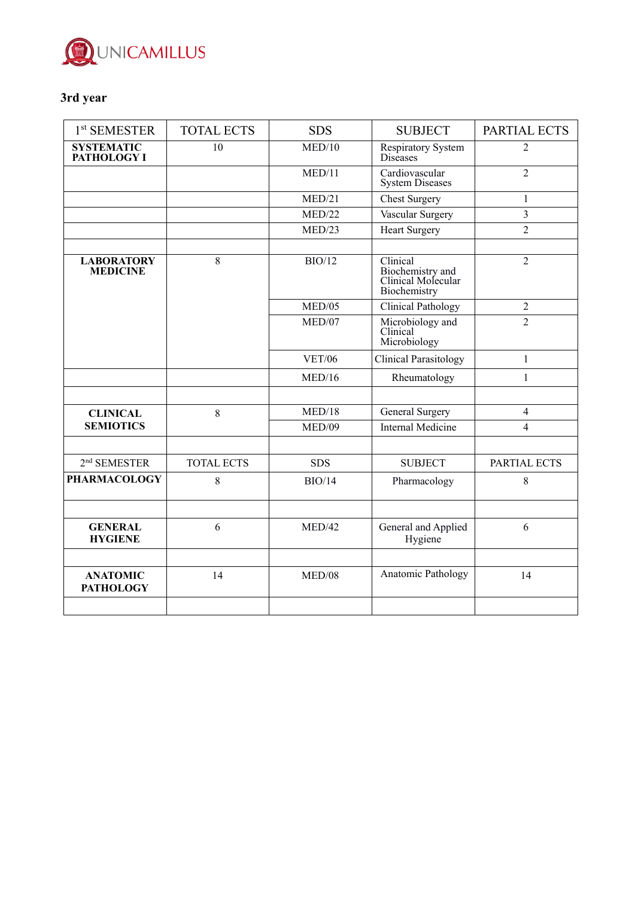### 3rd year

| 1st SEMESTER | TOTAL ECTS | SDS | SUBJECT | PARTIAL ECTS |
|---|---|---|---|---|
| **SYSTEMATIC PATHOLOGY I** | 10 | MED/10 | Respiratory System Diseases | 2 |
| | | MED/11 | Cardiovascular System Diseases | 2 |
| | | MED/21 | Chest Surgery | 1 |
| | | MED/22 | Vascular Surgery | 3 |
| | | MED/23 | Heart Surgery | 2 |
| | | | | |
| **LABORATORY MEDICINE** | 8 | BIO/12 | Clinical Biochemistry and Clinical Molecular Biochemistry | 2 |
| | | MED/05 | Clinical Pathology | 2 |
| | | MED/07 | Microbiology and Clinical Microbiology | 2 |
| | | VET/06 | Clinical Parasitology | 1 |
| | | MED/16 | Rheumatology | 1 |
| | | | | |
| **CLINICAL SEMIOTICS** | 8 | MED/18 | General Surgery | 4 |
| | | MED/09 | Internal Medicine | 4 |
| | | | | |
| 2nd SEMESTER | TOTAL ECTS | SDS | SUBJECT | PARTIAL ECTS |
| **PHARMACOLOGY** | 8 | BIO/14 | Pharmacology | 8 |
| | | | | |
| **GENERAL HYGIENE** | 6 | MED/42 | General and Applied Hygiene | 6 |
| | | | | |
| **ANATOMIC PATHOLOGY** | 14 | MED/08 | Anatomic Pathology | 14 |
| | | | | |